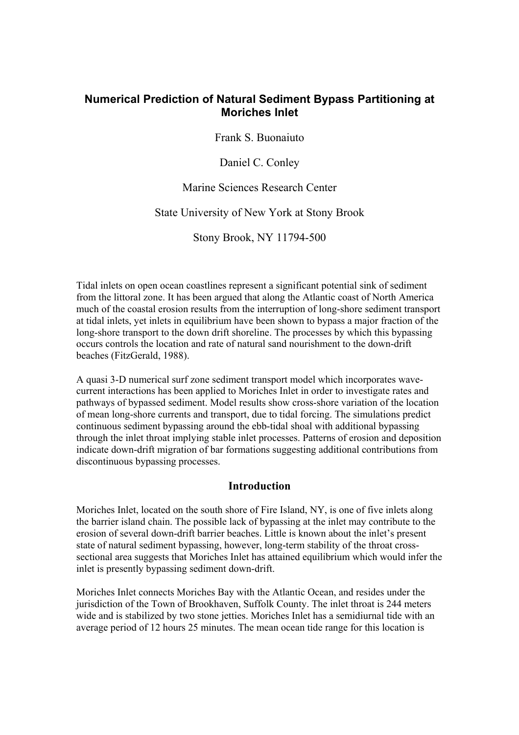# Numerical Prediction of Natural Sediment Bypass Partitioning at Moriches Inlet

Frank S. Buonaiuto

Daniel C. Conley

Marine Sciences Research Center

State University of New York at Stony Brook

Stony Brook, NY 11794-500

Tidal inlets on open ocean coastlines represent a significant potential sink of sediment from the littoral zone. It has been argued that along the Atlantic coast of North America much of the coastal erosion results from the interruption of long-shore sediment transport at tidal inlets, yet inlets in equilibrium have been shown to bypass a major fraction of the long-shore transport to the down drift shoreline. The processes by which this bypassing occurs controls the location and rate of natural sand nourishment to the down-drift beaches (FitzGerald, 1988).

A quasi 3-D numerical surf zone sediment transport model which incorporates wave-current interactions has been applied to Moriches Inlet in order to investigate rates and pathways of bypassed sediment. Model results show cross-shore variation of the location of mean long-shore currents and transport, due to tidal forcing. The simulations predict continuous sediment bypassing around the ebb-tidal shoal with additional bypassing through the inlet throat implying stable inlet processes. Patterns of erosion and deposition indicate down-drift migration of bar formations suggesting additional contributions from discontinuous bypassing processes.

## Introduction

Moriches Inlet, located on the south shore of Fire Island, NY, is one of five inlets along the barrier island chain. The possible lack of bypassing at the inlet may contribute to the erosion of several down-drift barrier beaches. Little is known about the inlet's present state of natural sediment bypassing, however, long-term stability of the throat cross-sectional area suggests that Moriches Inlet has attained equilibrium which would infer the inlet is presently bypassing sediment down-drift.

Moriches Inlet connects Moriches Bay with the Atlantic Ocean, and resides under the jurisdiction of the Town of Brookhaven, Suffolk County. The inlet throat is 244 meters wide and is stabilized by two stone jetties. Moriches Inlet has a semidiurnal tide with an average period of 12 hours 25 minutes. The mean ocean tide range for this location is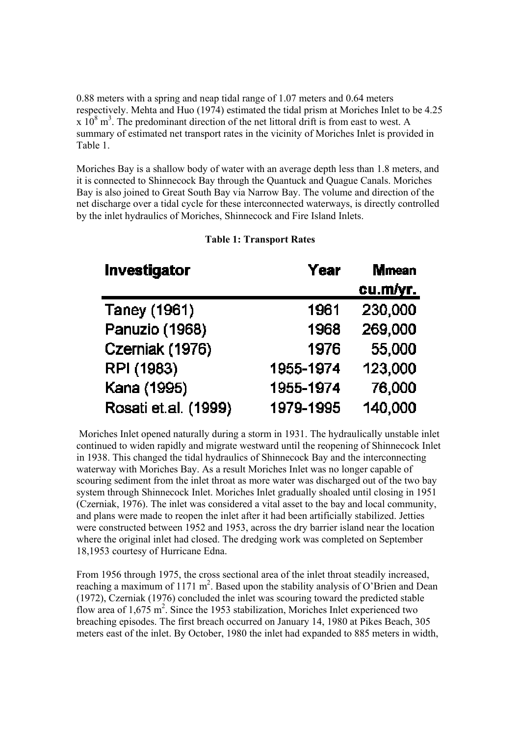0.88 meters with a spring and neap tidal range of 1.07 meters and 0.64 meters respectively. Mehta and Huo (1974) estimated the tidal prism at Moriches Inlet to be 4.25 x $10^8$ $m^3$. The predominant direction of the net littoral drift is from east to west. A summary of estimated net transport rates in the vicinity of Moriches Inlet is provided in Table 1.

Moriches Bay is a shallow body of water with an average depth less than 1.8 meters, and it is connected to Shinnecock Bay through the Quantuck and Quague Canals. Moriches Bay is also joined to Great South Bay via Narrow Bay. The volume and direction of the net discharge over a tidal cycle for these interconnected waterways, is directly controlled by the inlet hydraulics of Moriches, Shinnecock and Fire Island Inlets.

**Table 1: Transport Rates**

| Investigator | Year | Mmean cu.m/yr. |
|---|---|---|
| Taney (1961) | 1961 | 230,000 |
| Panuzio (1968) | 1968 | 269,000 |
| Czerniak (1976) | 1976 | 55,000 |
| RPI (1983) | 1955-1974 | 123,000 |
| Kana (1995) | 1955-1974 | 76,000 |
| Rosati et.al. (1999) | 1979-1995 | 140,000 |

Moriches Inlet opened naturally during a storm in 1931. The hydraulically unstable inlet continued to widen rapidly and migrate westward until the reopening of Shinnecock Inlet in 1938. This changed the tidal hydraulics of Shinnecock Bay and the interconnecting waterway with Moriches Bay. As a result Moriches Inlet was no longer capable of scouring sediment from the inlet throat as more water was discharged out of the two bay system through Shinnecock Inlet. Moriches Inlet gradually shoaled until closing in 1951 (Czerniak, 1976). The inlet was considered a vital asset to the bay and local community, and plans were made to reopen the inlet after it had been artificially stabilized. Jetties were constructed between 1952 and 1953, across the dry barrier island near the location where the original inlet had closed. The dredging work was completed on September 18,1953 courtesy of Hurricane Edna.

From 1956 through 1975, the cross sectional area of the inlet throat steadily increased, reaching a maximum of 1171 $m^2$. Based upon the stability analysis of O'Brien and Dean (1972), Czerniak (1976) concluded the inlet was scouring toward the predicted stable flow area of 1,675 $m^2$. Since the 1953 stabilization, Moriches Inlet experienced two breaching episodes. The first breach occurred on January 14, 1980 at Pikes Beach, 305 meters east of the inlet. By October, 1980 the inlet had expanded to 885 meters in width,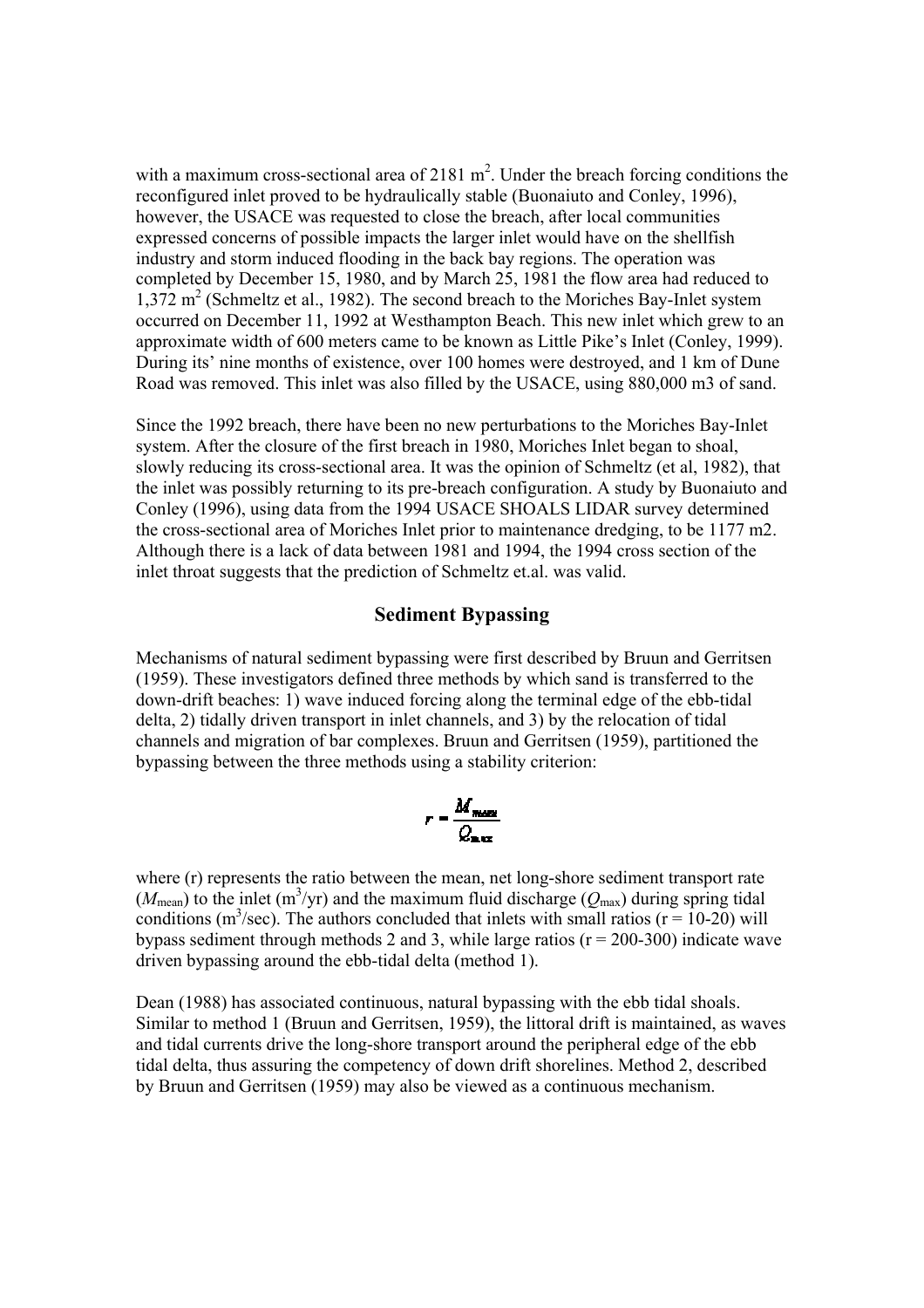with a maximum cross-sectional area of 2181 $m^2$. Under the breach forcing conditions the reconfigured inlet proved to be hydraulically stable (Buonaiuto and Conley, 1996), however, the USACE was requested to close the breach, after local communities expressed concerns of possible impacts the larger inlet would have on the shellfish industry and storm induced flooding in the back bay regions. The operation was completed by December 15, 1980, and by March 25, 1981 the flow area had reduced to 1,372 $m^2$ (Schmeltz et al., 1982). The second breach to the Moriches Bay-Inlet system occurred on December 11, 1992 at Westhampton Beach. This new inlet which grew to an approximate width of 600 meters came to be known as Little Pike's Inlet (Conley, 1999). During its' nine months of existence, over 100 homes were destroyed, and 1 km of Dune Road was removed. This inlet was also filled by the USACE, using 880,000 m3 of sand.

Since the 1992 breach, there have been no new perturbations to the Moriches Bay-Inlet system. After the closure of the first breach in 1980, Moriches Inlet began to shoal, slowly reducing its cross-sectional area. It was the opinion of Schmeltz (et al, 1982), that the inlet was possibly returning to its pre-breach configuration. A study by Buonaiuto and Conley (1996), using data from the 1994 USACE SHOALS LIDAR survey determined the cross-sectional area of Moriches Inlet prior to maintenance dredging, to be 1177 m2. Although there is a lack of data between 1981 and 1994, the 1994 cross section of the inlet throat suggests that the prediction of Schmeltz et.al. was valid.

## Sediment Bypassing

Mechanisms of natural sediment bypassing were first described by Bruun and Gerritsen (1959). These investigators defined three methods by which sand is transferred to the down-drift beaches: 1) wave induced forcing along the terminal edge of the ebb-tidal delta, 2) tidally driven transport in inlet channels, and 3) by the relocation of tidal channels and migration of bar complexes. Bruun and Gerritsen (1959), partitioned the bypassing between the three methods using a stability criterion:

$$r = \frac{M_{mean}}{Q_{max}}$$

where (r) represents the ratio between the mean, net long-shore sediment transport rate ($M_{mean}$) to the inlet ($m^3$/yr) and the maximum fluid discharge ($Q_{max}$) during spring tidal conditions ($m^3$/sec). The authors concluded that inlets with small ratios ($r = 10\text{-}20$) will bypass sediment through methods 2 and 3, while large ratios ($r = 200\text{-}300$) indicate wave driven bypassing around the ebb-tidal delta (method 1).

Dean (1988) has associated continuous, natural bypassing with the ebb tidal shoals. Similar to method 1 (Bruun and Gerritsen, 1959), the littoral drift is maintained, as waves and tidal currents drive the long-shore transport around the peripheral edge of the ebb tidal delta, thus assuring the competency of down drift shorelines. Method 2, described by Bruun and Gerritsen (1959) may also be viewed as a continuous mechanism.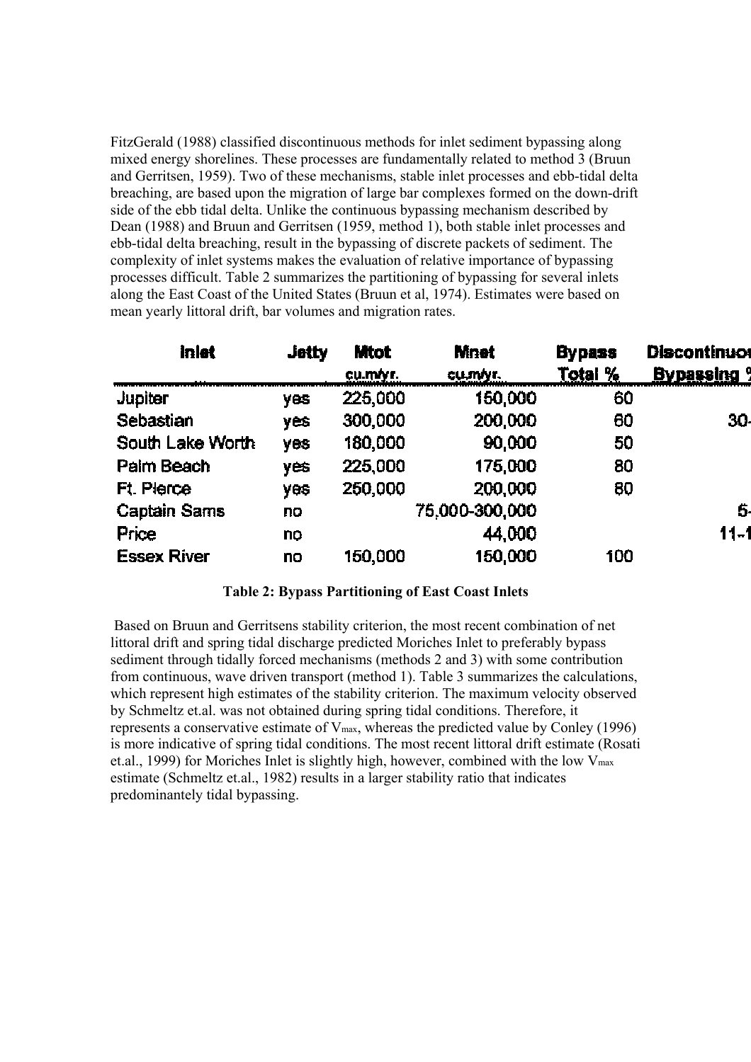FitzGerald (1988) classified discontinuous methods for inlet sediment bypassing along mixed energy shorelines. These processes are fundamentally related to method 3 (Bruun and Gerritsen, 1959). Two of these mechanisms, stable inlet processes and ebb-tidal delta breaching, are based upon the migration of large bar complexes formed on the down-drift side of the ebb tidal delta. Unlike the continuous bypassing mechanism described by Dean (1988) and Bruun and Gerritsen (1959, method 1), both stable inlet processes and ebb-tidal delta breaching, result in the bypassing of discrete packets of sediment. The complexity of inlet systems makes the evaluation of relative importance of bypassing processes difficult. Table 2 summarizes the partitioning of bypassing for several inlets along the East Coast of the United States (Bruun et al, 1974). Estimates were based on mean yearly littoral drift, bar volumes and migration rates.

| Inlet | Jetty | Mtot cu.m/yr. | Mnet cu.m/yr. | Bypass Total % | Discontinuous Bypassing % |
|---|---|---|---|---|---|
| Jupiter | yes | 225,000 | 150,000 | 60 | |
| Sebastian | yes | 300,000 | 200,000 | 60 | 30- |
| South Lake Worth | yes | 180,000 | 90,000 | 50 | |
| Palm Beach | yes | 225,000 | 175,000 | 80 | |
| Ft. Pierce | yes | 250,000 | 200,000 | 80 | |
| Captain Sams | no | | 75,000-300,000 | | 5- |
| Price | no | | 44,000 | | 11-1 |
| Essex River | no | 150,000 | 150,000 | 100 | |

**Table 2: Bypass Partitioning of East Coast Inlets**

Based on Bruun and Gerritsens stability criterion, the most recent combination of net littoral drift and spring tidal discharge predicted Moriches Inlet to preferably bypass sediment through tidally forced mechanisms (methods 2 and 3) with some contribution from continuous, wave driven transport (method 1). Table 3 summarizes the calculations, which represent high estimates of the stability criterion. The maximum velocity observed by Schmeltz et.al. was not obtained during spring tidal conditions. Therefore, it represents a conservative estimate of $V_{max}$, whereas the predicted value by Conley (1996) is more indicative of spring tidal conditions. The most recent littoral drift estimate (Rosati et.al., 1999) for Moriches Inlet is slightly high, however, combined with the low $V_{max}$ estimate (Schmeltz et.al., 1982) results in a larger stability ratio that indicates predominantely tidal bypassing.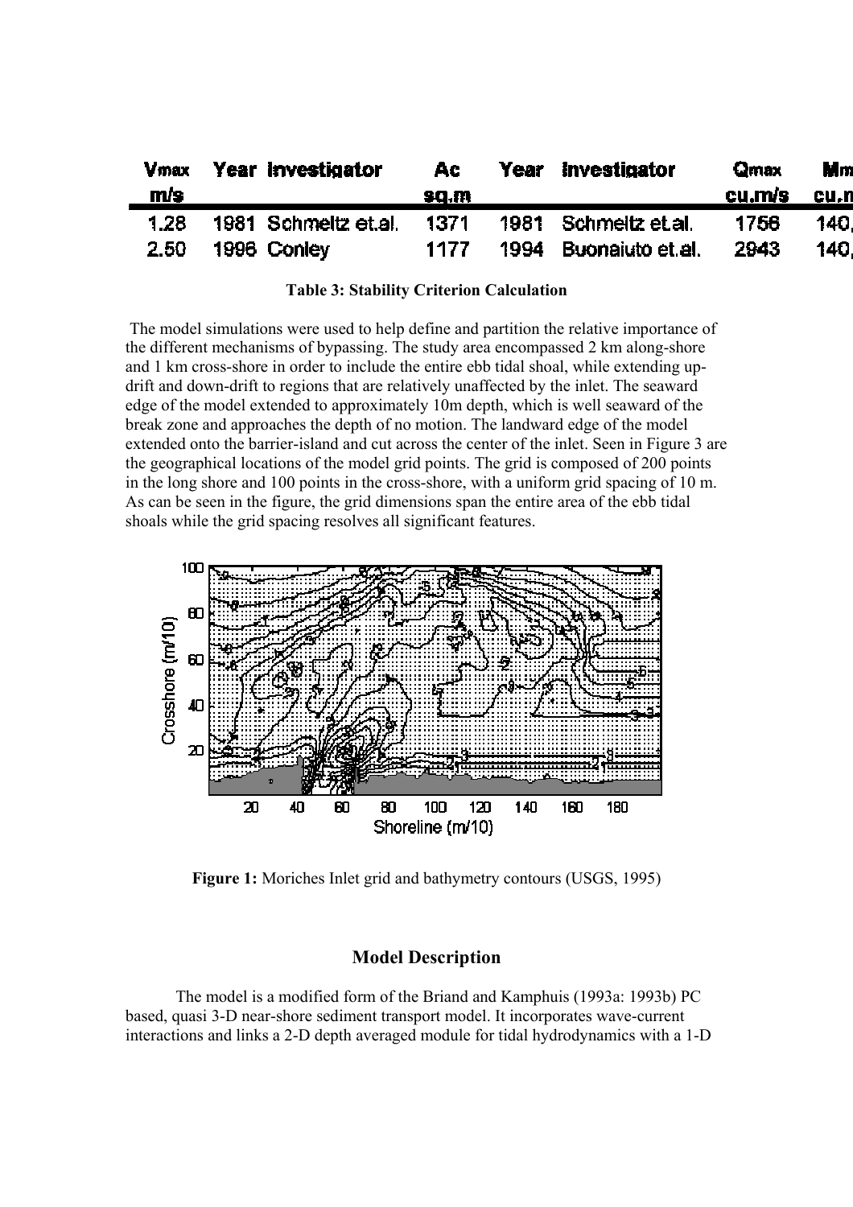| Vmax m/s | Year | Investigator | Ac sq.m | Year | Investigator | Qmax cu.m/s | Mm cu.m |
|---|---|---|---|---|---|---|---|
| 1.28 | 1981 | Schmeltz et.al. | 1371 | 1981 | Schmeltz et.al. | 1756 | 140, |
| 2.50 | 1996 | Conley | 1177 | 1994 | Buonaiuto et.al. | 2943 | 140, |

**Table 3: Stability Criterion Calculation**

The model simulations were used to help define and partition the relative importance of the different mechanisms of bypassing. The study area encompassed 2 km along-shore and 1 km cross-shore in order to include the entire ebb tidal shoal, while extending up-drift and down-drift to regions that are relatively unaffected by the inlet. The seaward edge of the model extended to approximately 10m depth, which is well seaward of the break zone and approaches the depth of no motion. The landward edge of the model extended onto the barrier-island and cut across the center of the inlet. Seen in Figure 3 are the geographical locations of the model grid points. The grid is composed of 200 points in the long shore and 100 points in the cross-shore, with a uniform grid spacing of 10 m. As can be seen in the figure, the grid dimensions span the entire area of the ebb tidal shoals while the grid spacing resolves all significant features.

**Figure 1:** Moriches Inlet grid and bathymetry contours (USGS, 1995)

## Model Description

The model is a modified form of the Briand and Kamphuis (1993a: 1993b) PC based, quasi 3-D near-shore sediment transport model. It incorporates wave-current interactions and links a 2-D depth averaged module for tidal hydrodynamics with a 1-D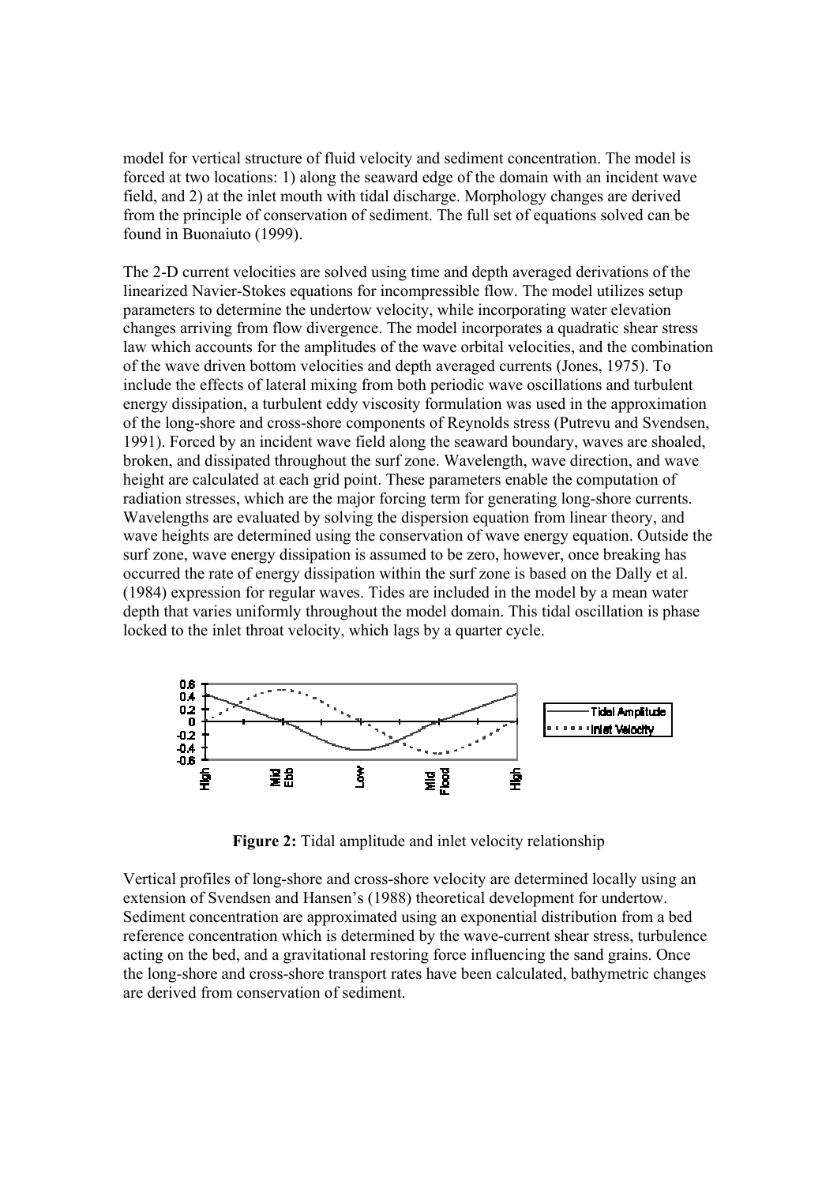model for vertical structure of fluid velocity and sediment concentration. The model is forced at two locations: 1) along the seaward edge of the domain with an incident wave field, and 2) at the inlet mouth with tidal discharge. Morphology changes are derived from the principle of conservation of sediment. The full set of equations solved can be found in Buonaiuto (1999).

The 2-D current velocities are solved using time and depth averaged derivations of the linearized Navier-Stokes equations for incompressible flow. The model utilizes setup parameters to determine the undertow velocity, while incorporating water elevation changes arriving from flow divergence. The model incorporates a quadratic shear stress law which accounts for the amplitudes of the wave orbital velocities, and the combination of the wave driven bottom velocities and depth averaged currents (Jones, 1975). To include the effects of lateral mixing from both periodic wave oscillations and turbulent energy dissipation, a turbulent eddy viscosity formulation was used in the approximation of the long-shore and cross-shore components of Reynolds stress (Putrevu and Svendsen, 1991). Forced by an incident wave field along the seaward boundary, waves are shoaled, broken, and dissipated throughout the surf zone. Wavelength, wave direction, and wave height are calculated at each grid point. These parameters enable the computation of radiation stresses, which are the major forcing term for generating long-shore currents. Wavelengths are evaluated by solving the dispersion equation from linear theory, and wave heights are determined using the conservation of wave energy equation. Outside the surf zone, wave energy dissipation is assumed to be zero, however, once breaking has occurred the rate of energy dissipation within the surf zone is based on the Dally et al. (1984) expression for regular waves. Tides are included in the model by a mean water depth that varies uniformly throughout the model domain. This tidal oscillation is phase locked to the inlet throat velocity, which lags by a quarter cycle.

**Figure 2:** Tidal amplitude and inlet velocity relationship

Vertical profiles of long-shore and cross-shore velocity are determined locally using an extension of Svendsen and Hansen's (1988) theoretical development for undertow. Sediment concentration are approximated using an exponential distribution from a bed reference concentration which is determined by the wave-current shear stress, turbulence acting on the bed, and a gravitational restoring force influencing the sand grains. Once the long-shore and cross-shore transport rates have been calculated, bathymetric changes are derived from conservation of sediment.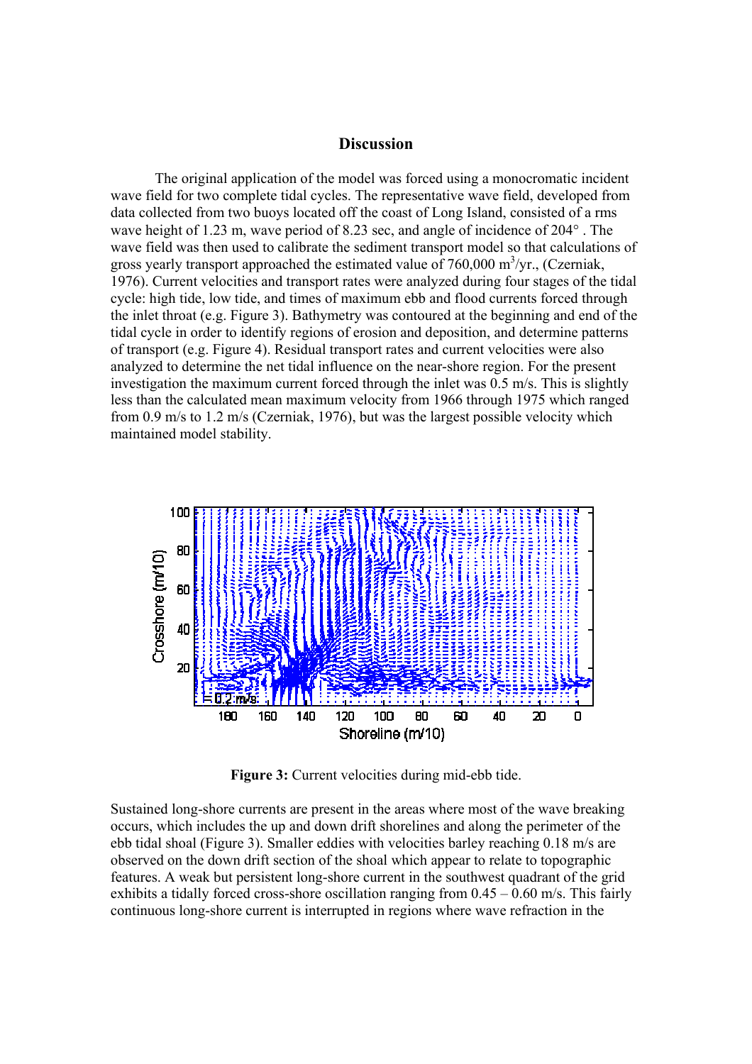## Discussion

The original application of the model was forced using a monocromatic incident wave field for two complete tidal cycles. The representative wave field, developed from data collected from two buoys located off the coast of Long Island, consisted of a rms wave height of 1.23 m, wave period of 8.23 sec, and angle of incidence of 204° . The wave field was then used to calibrate the sediment transport model so that calculations of gross yearly transport approached the estimated value of 760,000 $m^3$/yr., (Czerniak, 1976). Current velocities and transport rates were analyzed during four stages of the tidal cycle: high tide, low tide, and times of maximum ebb and flood currents forced through the inlet throat (e.g. Figure 3). Bathymetry was contoured at the beginning and end of the tidal cycle in order to identify regions of erosion and deposition, and determine patterns of transport (e.g. Figure 4). Residual transport rates and current velocities were also analyzed to determine the net tidal influence on the near-shore region. For the present investigation the maximum current forced through the inlet was 0.5 m/s. This is slightly less than the calculated mean maximum velocity from 1966 through 1975 which ranged from 0.9 m/s to 1.2 m/s (Czerniak, 1976), but was the largest possible velocity which maintained model stability.

**Figure 3:** Current velocities during mid-ebb tide.

Sustained long-shore currents are present in the areas where most of the wave breaking occurs, which includes the up and down drift shorelines and along the perimeter of the ebb tidal shoal (Figure 3). Smaller eddies with velocities barley reaching 0.18 m/s are observed on the down drift section of the shoal which appear to relate to topographic features. A weak but persistent long-shore current in the southwest quadrant of the grid exhibits a tidally forced cross-shore oscillation ranging from 0.45 – 0.60 m/s. This fairly continuous long-shore current is interrupted in regions where wave refraction in the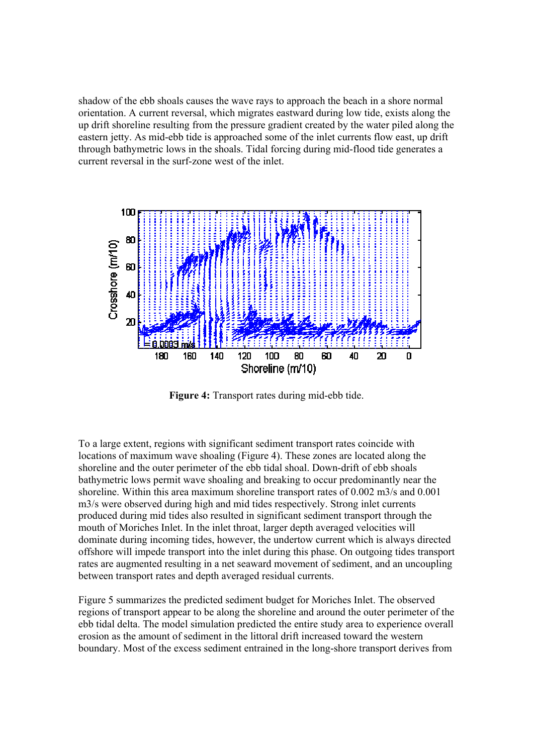shadow of the ebb shoals causes the wave rays to approach the beach in a shore normal orientation. A current reversal, which migrates eastward during low tide, exists along the up drift shoreline resulting from the pressure gradient created by the water piled along the eastern jetty. As mid-ebb tide is approached some of the inlet currents flow east, up drift through bathymetric lows in the shoals. Tidal forcing during mid-flood tide generates a current reversal in the surf-zone west of the inlet.

**Figure 4:** Transport rates during mid-ebb tide.

To a large extent, regions with significant sediment transport rates coincide with locations of maximum wave shoaling (Figure 4). These zones are located along the shoreline and the outer perimeter of the ebb tidal shoal. Down-drift of ebb shoals bathymetric lows permit wave shoaling and breaking to occur predominantly near the shoreline. Within this area maximum shoreline transport rates of 0.002 m3/s and 0.001 m3/s were observed during high and mid tides respectively. Strong inlet currents produced during mid tides also resulted in significant sediment transport through the mouth of Moriches Inlet. In the inlet throat, larger depth averaged velocities will dominate during incoming tides, however, the undertow current which is always directed offshore will impede transport into the inlet during this phase. On outgoing tides transport rates are augmented resulting in a net seaward movement of sediment, and an uncoupling between transport rates and depth averaged residual currents.

Figure 5 summarizes the predicted sediment budget for Moriches Inlet. The observed regions of transport appear to be along the shoreline and around the outer perimeter of the ebb tidal delta. The model simulation predicted the entire study area to experience overall erosion as the amount of sediment in the littoral drift increased toward the western boundary. Most of the excess sediment entrained in the long-shore transport derives from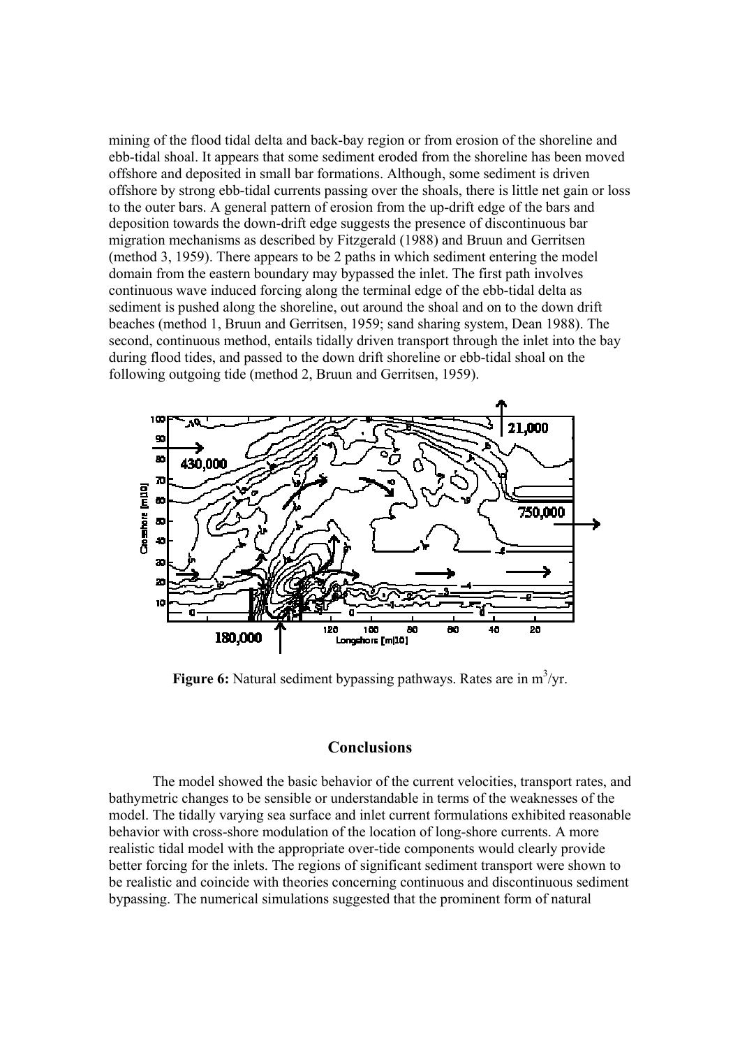mining of the flood tidal delta and back-bay region or from erosion of the shoreline and ebb-tidal shoal. It appears that some sediment eroded from the shoreline has been moved offshore and deposited in small bar formations. Although, some sediment is driven offshore by strong ebb-tidal currents passing over the shoals, there is little net gain or loss to the outer bars. A general pattern of erosion from the up-drift edge of the bars and deposition towards the down-drift edge suggests the presence of discontinuous bar migration mechanisms as described by Fitzgerald (1988) and Bruun and Gerritsen (method 3, 1959). There appears to be 2 paths in which sediment entering the model domain from the eastern boundary may bypassed the inlet. The first path involves continuous wave induced forcing along the terminal edge of the ebb-tidal delta as sediment is pushed along the shoreline, out around the shoal and on to the down drift beaches (method 1, Bruun and Gerritsen, 1959; sand sharing system, Dean 1988). The second, continuous method, entails tidally driven transport through the inlet into the bay during flood tides, and passed to the down drift shoreline or ebb-tidal shoal on the following outgoing tide (method 2, Bruun and Gerritsen, 1959).

**Figure 6:** Natural sediment bypassing pathways. Rates are in $m^3$/yr.

## Conclusions

The model showed the basic behavior of the current velocities, transport rates, and bathymetric changes to be sensible or understandable in terms of the weaknesses of the model. The tidally varying sea surface and inlet current formulations exhibited reasonable behavior with cross-shore modulation of the location of long-shore currents. A more realistic tidal model with the appropriate over-tide components would clearly provide better forcing for the inlets. The regions of significant sediment transport were shown to be realistic and coincide with theories concerning continuous and discontinuous sediment bypassing. The numerical simulations suggested that the prominent form of natural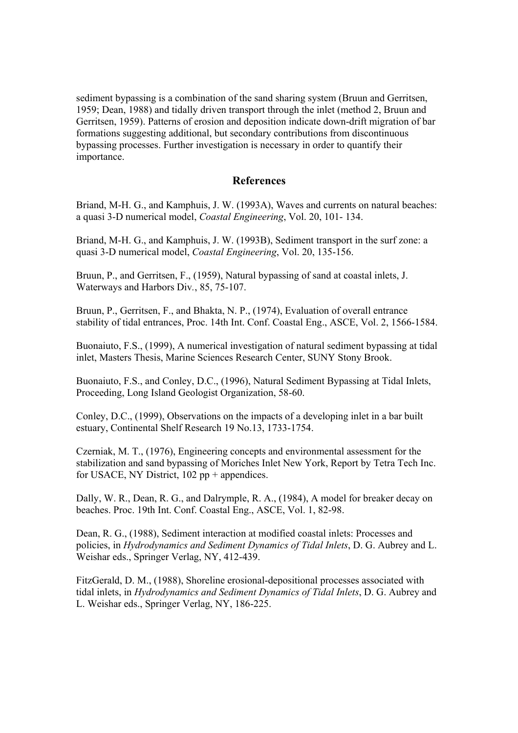sediment bypassing is a combination of the sand sharing system (Bruun and Gerritsen, 1959; Dean, 1988) and tidally driven transport through the inlet (method 2, Bruun and Gerritsen, 1959). Patterns of erosion and deposition indicate down-drift migration of bar formations suggesting additional, but secondary contributions from discontinuous bypassing processes. Further investigation is necessary in order to quantify their importance.

## References

Briand, M-H. G., and Kamphuis, J. W. (1993A), Waves and currents on natural beaches: a quasi 3-D numerical model, *Coastal Engineering*, Vol. 20, 101- 134.

Briand, M-H. G., and Kamphuis, J. W. (1993B), Sediment transport in the surf zone: a quasi 3-D numerical model, *Coastal Engineering*, Vol. 20, 135-156.

Bruun, P., and Gerritsen, F., (1959), Natural bypassing of sand at coastal inlets, J. Waterways and Harbors Div., 85, 75-107.

Bruun, P., Gerritsen, F., and Bhakta, N. P., (1974), Evaluation of overall entrance stability of tidal entrances, Proc. 14th Int. Conf. Coastal Eng., ASCE, Vol. 2, 1566-1584.

Buonaiuto, F.S., (1999), A numerical investigation of natural sediment bypassing at tidal inlet, Masters Thesis, Marine Sciences Research Center, SUNY Stony Brook.

Buonaiuto, F.S., and Conley, D.C., (1996), Natural Sediment Bypassing at Tidal Inlets, Proceeding, Long Island Geologist Organization, 58-60.

Conley, D.C., (1999), Observations on the impacts of a developing inlet in a bar built estuary, Continental Shelf Research 19 No.13, 1733-1754.

Czerniak, M. T., (1976), Engineering concepts and environmental assessment for the stabilization and sand bypassing of Moriches Inlet New York, Report by Tetra Tech Inc. for USACE, NY District, 102 pp + appendices.

Dally, W. R., Dean, R. G., and Dalrymple, R. A., (1984), A model for breaker decay on beaches. Proc. 19th Int. Conf. Coastal Eng., ASCE, Vol. 1, 82-98.

Dean, R. G., (1988), Sediment interaction at modified coastal inlets: Processes and policies, in *Hydrodynamics and Sediment Dynamics of Tidal Inlets*, D. G. Aubrey and L. Weishar eds., Springer Verlag, NY, 412-439.

FitzGerald, D. M., (1988), Shoreline erosional-depositional processes associated with tidal inlets, in *Hydrodynamics and Sediment Dynamics of Tidal Inlets*, D. G. Aubrey and L. Weishar eds., Springer Verlag, NY, 186-225.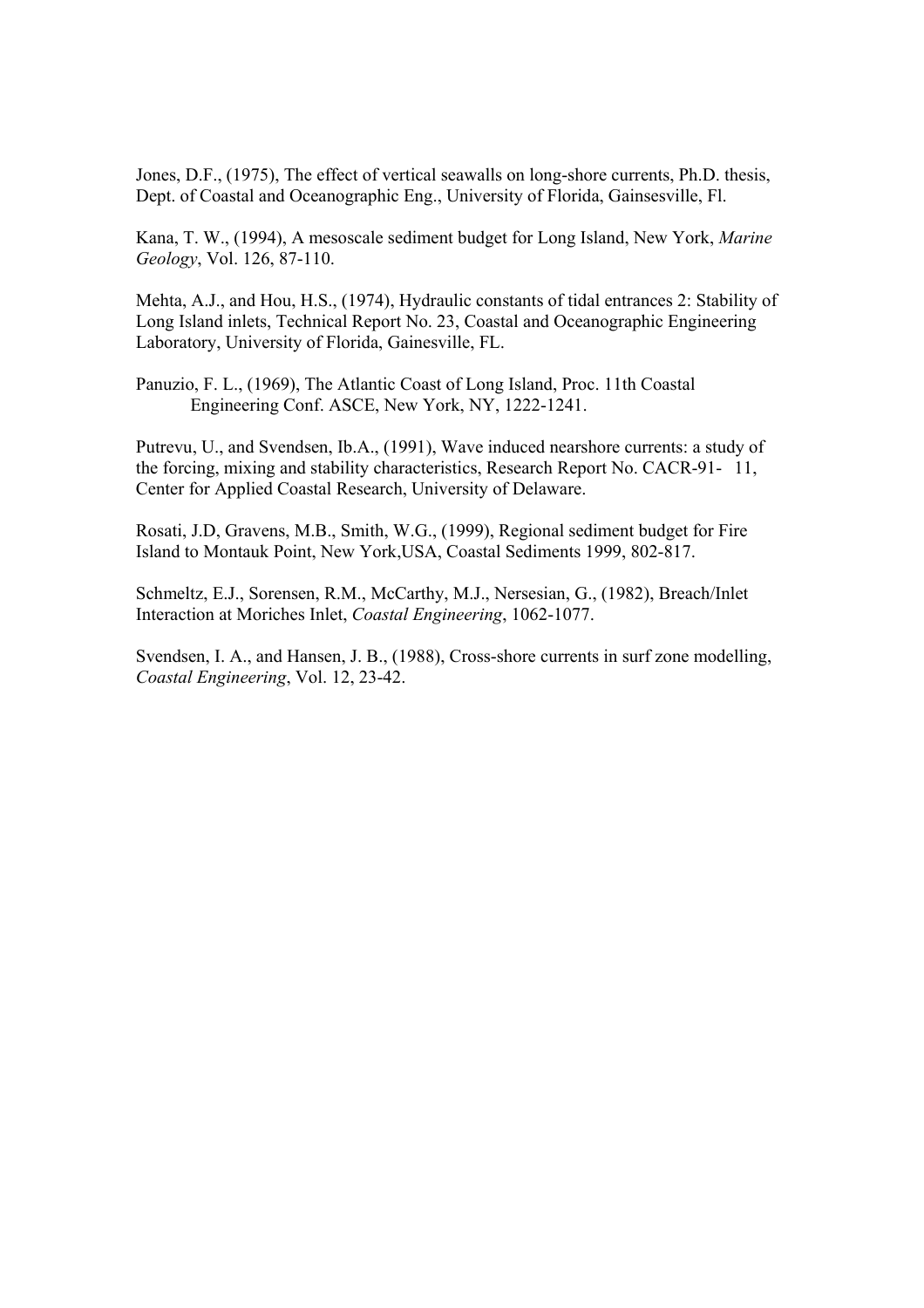Jones, D.F., (1975), The effect of vertical seawalls on long-shore currents, Ph.D. thesis, Dept. of Coastal and Oceanographic Eng., University of Florida, Gainsesville, Fl.

Kana, T. W., (1994), A mesoscale sediment budget for Long Island, New York, *Marine Geology*, Vol. 126, 87-110.

Mehta, A.J., and Hou, H.S., (1974), Hydraulic constants of tidal entrances 2: Stability of Long Island inlets, Technical Report No. 23, Coastal and Oceanographic Engineering Laboratory, University of Florida, Gainesville, FL.

Panuzio, F. L., (1969), The Atlantic Coast of Long Island, Proc. 11th Coastal Engineering Conf. ASCE, New York, NY, 1222-1241.

Putrevu, U., and Svendsen, Ib.A., (1991), Wave induced nearshore currents: a study of the forcing, mixing and stability characteristics, Research Report No. CACR-91- 11, Center for Applied Coastal Research, University of Delaware.

Rosati, J.D, Gravens, M.B., Smith, W.G., (1999), Regional sediment budget for Fire Island to Montauk Point, New York,USA, Coastal Sediments 1999, 802-817.

Schmeltz, E.J., Sorensen, R.M., McCarthy, M.J., Nersesian, G., (1982), Breach/Inlet Interaction at Moriches Inlet, *Coastal Engineering*, 1062-1077.

Svendsen, I. A., and Hansen, J. B., (1988), Cross-shore currents in surf zone modelling, *Coastal Engineering*, Vol. 12, 23-42.